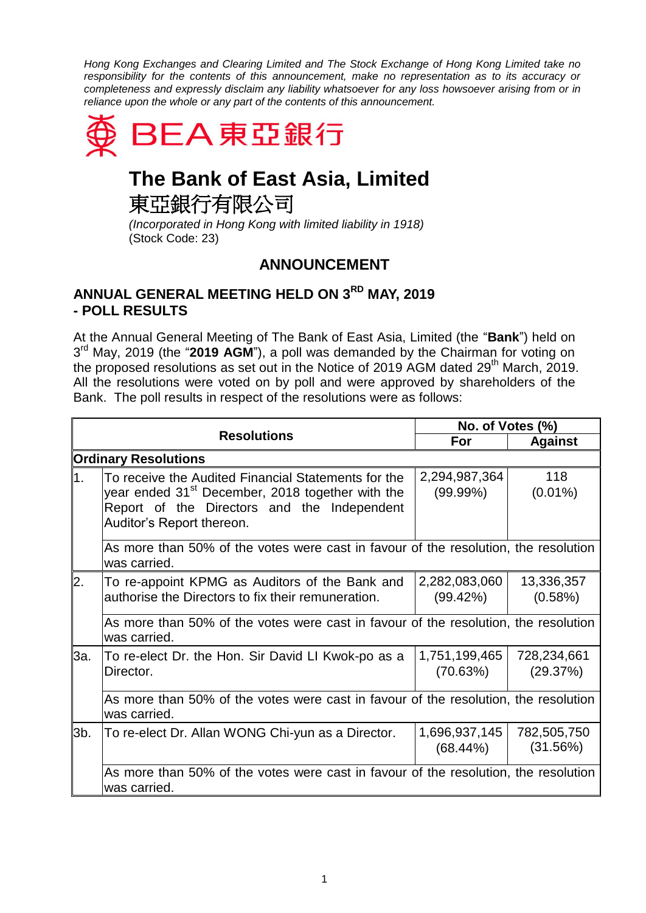*Hong Kong Exchanges and Clearing Limited and The Stock Exchange of Hong Kong Limited take no responsibility for the contents of this announcement, make no representation as to its accuracy or completeness and expressly disclaim any liability whatsoever for any loss howsoever arising from or in reliance upon the whole or any part of the contents of this announcement.*

BEA 東亞銀行

# The Bank of East Asia, Limited
# 東亞銀行有限公司

*(Incorporated in Hong Kong with limited liability in 1918)*
(Stock Code: 23)

## ANNOUNCEMENT

### ANNUAL GENERAL MEETING HELD ON 3RD MAY, 2019 - POLL RESULTS

At the Annual General Meeting of The Bank of East Asia, Limited (the "**Bank**") held on 3rd May, 2019 (the "**2019 AGM**"), a poll was demanded by the Chairman for voting on the proposed resolutions as set out in the Notice of 2019 AGM dated 29th March, 2019. All the resolutions were voted on by poll and were approved by shareholders of the Bank. The poll results in respect of the resolutions were as follows:

| Resolutions | | No. of Votes (%) | |
|---|---|---|---|
| | | **For** | **Against** |
| **Ordinary Resolutions** | | | |
| 1. | To receive the Audited Financial Statements for the year ended 31st December, 2018 together with the Report of the Directors and the Independent Auditor's Report thereon. | 2,294,987,364 (99.99%) | 118 (0.01%) |
| | As more than 50% of the votes were cast in favour of the resolution, the resolution was carried. | | |
| 2. | To re-appoint KPMG as Auditors of the Bank and authorise the Directors to fix their remuneration. | 2,282,083,060 (99.42%) | 13,336,357 (0.58%) |
| | As more than 50% of the votes were cast in favour of the resolution, the resolution was carried. | | |
| 3a. | To re-elect Dr. the Hon. Sir David LI Kwok-po as a Director. | 1,751,199,465 (70.63%) | 728,234,661 (29.37%) |
| | As more than 50% of the votes were cast in favour of the resolution, the resolution was carried. | | |
| 3b. | To re-elect Dr. Allan WONG Chi-yun as a Director. | 1,696,937,145 (68.44%) | 782,505,750 (31.56%) |
| | As more than 50% of the votes were cast in favour of the resolution, the resolution was carried. | | |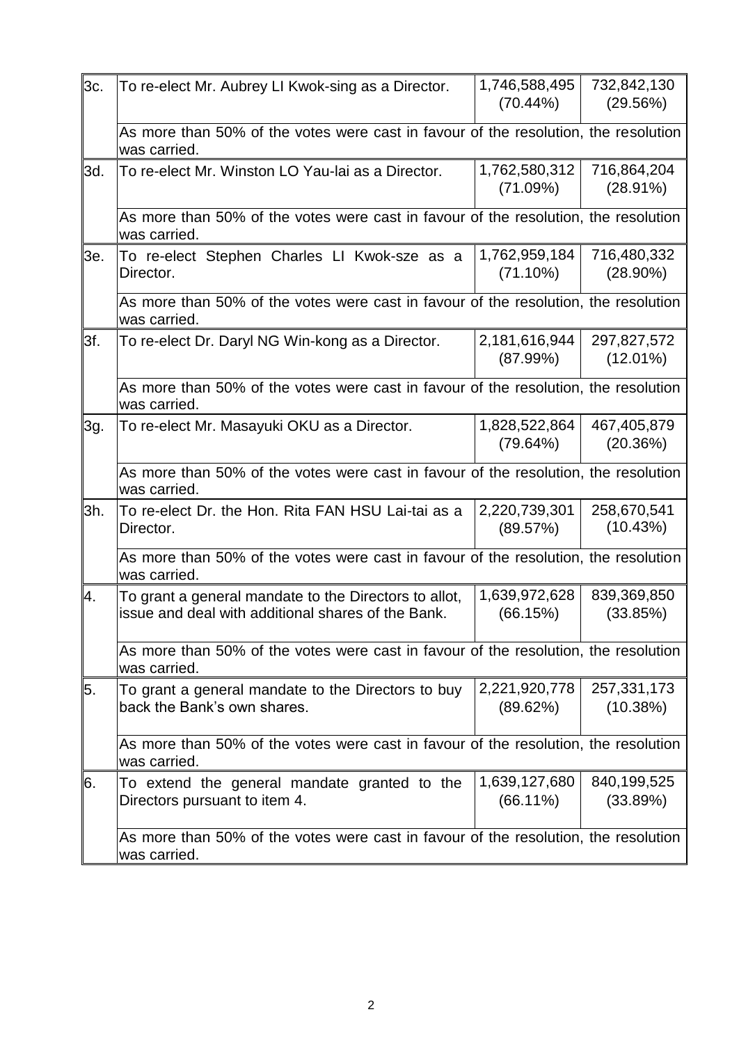| | | | |
|---|---|---|---|
| 3c. | To re-elect Mr. Aubrey LI Kwok-sing as a Director. | 1,746,588,495 (70.44%) | 732,842,130 (29.56%) |
| | As more than 50% of the votes were cast in favour of the resolution, the resolution was carried. | | |
| 3d. | To re-elect Mr. Winston LO Yau-lai as a Director. | 1,762,580,312 (71.09%) | 716,864,204 (28.91%) |
| | As more than 50% of the votes were cast in favour of the resolution, the resolution was carried. | | |
| 3e. | To re-elect Stephen Charles LI Kwok-sze as a Director. | 1,762,959,184 (71.10%) | 716,480,332 (28.90%) |
| | As more than 50% of the votes were cast in favour of the resolution, the resolution was carried. | | |
| 3f. | To re-elect Dr. Daryl NG Win-kong as a Director. | 2,181,616,944 (87.99%) | 297,827,572 (12.01%) |
| | As more than 50% of the votes were cast in favour of the resolution, the resolution was carried. | | |
| 3g. | To re-elect Mr. Masayuki OKU as a Director. | 1,828,522,864 (79.64%) | 467,405,879 (20.36%) |
| | As more than 50% of the votes were cast in favour of the resolution, the resolution was carried. | | |
| 3h. | To re-elect Dr. the Hon. Rita FAN HSU Lai-tai as a Director. | 2,220,739,301 (89.57%) | 258,670,541 (10.43%) |
| | As more than 50% of the votes were cast in favour of the resolution, the resolution was carried. | | |
| 4. | To grant a general mandate to the Directors to allot, issue and deal with additional shares of the Bank. | 1,639,972,628 (66.15%) | 839,369,850 (33.85%) |
| | As more than 50% of the votes were cast in favour of the resolution, the resolution was carried. | | |
| 5. | To grant a general mandate to the Directors to buy back the Bank's own shares. | 2,221,920,778 (89.62%) | 257,331,173 (10.38%) |
| | As more than 50% of the votes were cast in favour of the resolution, the resolution was carried. | | |
| 6. | To extend the general mandate granted to the Directors pursuant to item 4. | 1,639,127,680 (66.11%) | 840,199,525 (33.89%) |
| | As more than 50% of the votes were cast in favour of the resolution, the resolution was carried. | | |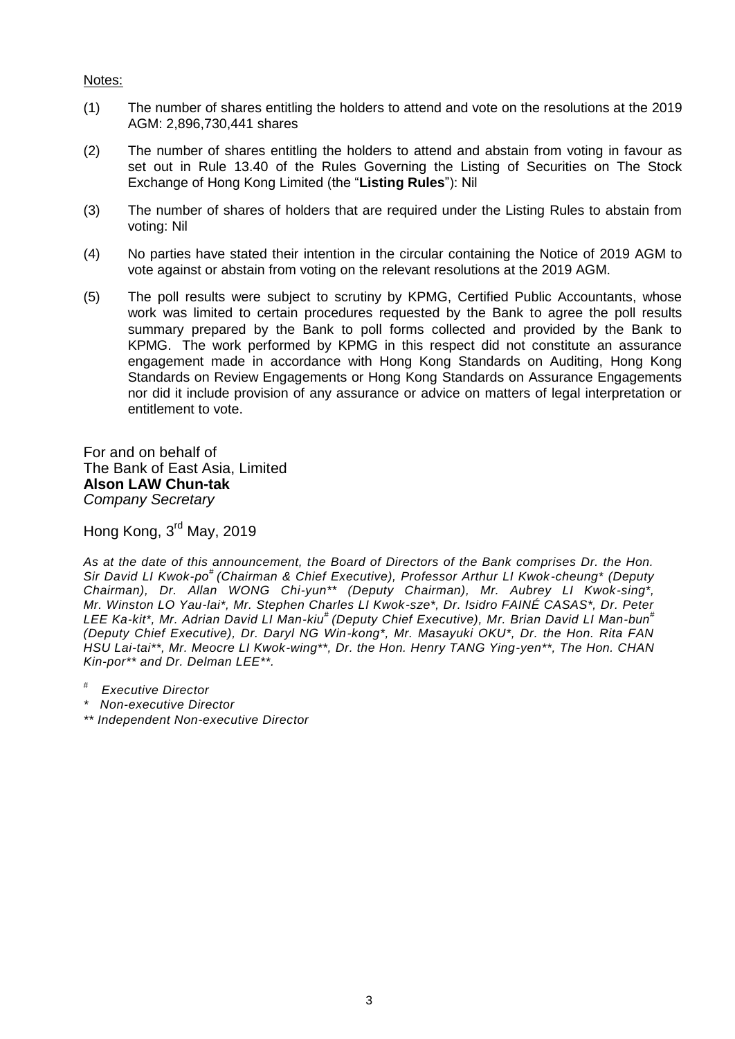Notes:

(1) The number of shares entitling the holders to attend and vote on the resolutions at the 2019 AGM: 2,896,730,441 shares

(2) The number of shares entitling the holders to attend and abstain from voting in favour as set out in Rule 13.40 of the Rules Governing the Listing of Securities on The Stock Exchange of Hong Kong Limited (the "**Listing Rules**"): Nil

(3) The number of shares of holders that are required under the Listing Rules to abstain from voting: Nil

(4) No parties have stated their intention in the circular containing the Notice of 2019 AGM to vote against or abstain from voting on the relevant resolutions at the 2019 AGM.

(5) The poll results were subject to scrutiny by KPMG, Certified Public Accountants, whose work was limited to certain procedures requested by the Bank to agree the poll results summary prepared by the Bank to poll forms collected and provided by the Bank to KPMG. The work performed by KPMG in this respect did not constitute an assurance engagement made in accordance with Hong Kong Standards on Auditing, Hong Kong Standards on Review Engagements or Hong Kong Standards on Assurance Engagements nor did it include provision of any assurance or advice on matters of legal interpretation or entitlement to vote.

For and on behalf of
The Bank of East Asia, Limited
**Alson LAW Chun-tak**
*Company Secretary*

Hong Kong, 3rd May, 2019

*As at the date of this announcement, the Board of Directors of the Bank comprises Dr. the Hon. Sir David LI Kwok-po# (Chairman & Chief Executive), Professor Arthur LI Kwok-cheung* (Deputy Chairman), Dr. Allan WONG Chi-yun** (Deputy Chairman), Mr. Aubrey LI Kwok-sing*, Mr. Winston LO Yau-lai*, Mr. Stephen Charles LI Kwok-sze*, Dr. Isidro FAINÉ CASAS*, Dr. Peter LEE Ka-kit*, Mr. Adrian David LI Man-kiu# (Deputy Chief Executive), Mr. Brian David LI Man-bun# (Deputy Chief Executive), Dr. Daryl NG Win-kong*, Mr. Masayuki OKU*, Dr. the Hon. Rita FAN HSU Lai-tai**, Mr. Meocre LI Kwok-wing**, Dr. the Hon. Henry TANG Ying-yen**, The Hon. CHAN Kin-por** and Dr. Delman LEE**.*

# *Executive Director*

\* *Non-executive Director*

\** *Independent Non-executive Director*